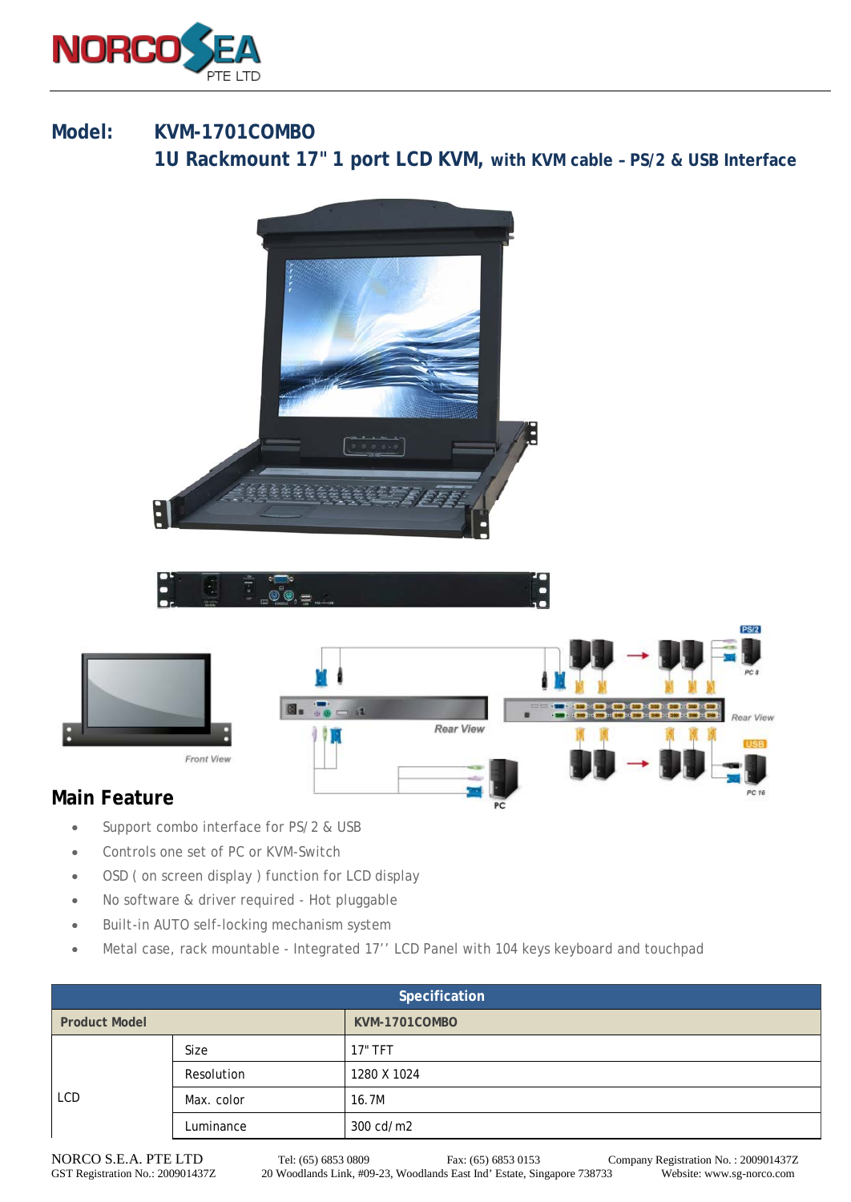# Model: KVM-1701COMBO

## 1U Rackmount 17" 1 port LCD KVM, with KVM cable – PS/2 & USB Interface

## Main Feature

- Support combo interface for PS/2 & USB
- Controls one set of PC or KVM-Switch
- OSD ( on screen display ) function for LCD display
- No software & driver required - Hot pluggable
- Built-in AUTO self-locking mechanism system
- Metal case, rack mountable - Integrated 17'' LCD Panel with 104 keys keyboard and touchpad

| Specification | | |
|---|---|---|
| Product Model | | KVM-1701COMBO |
| LCD | Size | 17" TFT |
| | Resolution | 1280 X 1024 |
| | Max. color | 16.7M |
| | Luminance | 300 cd/m2 |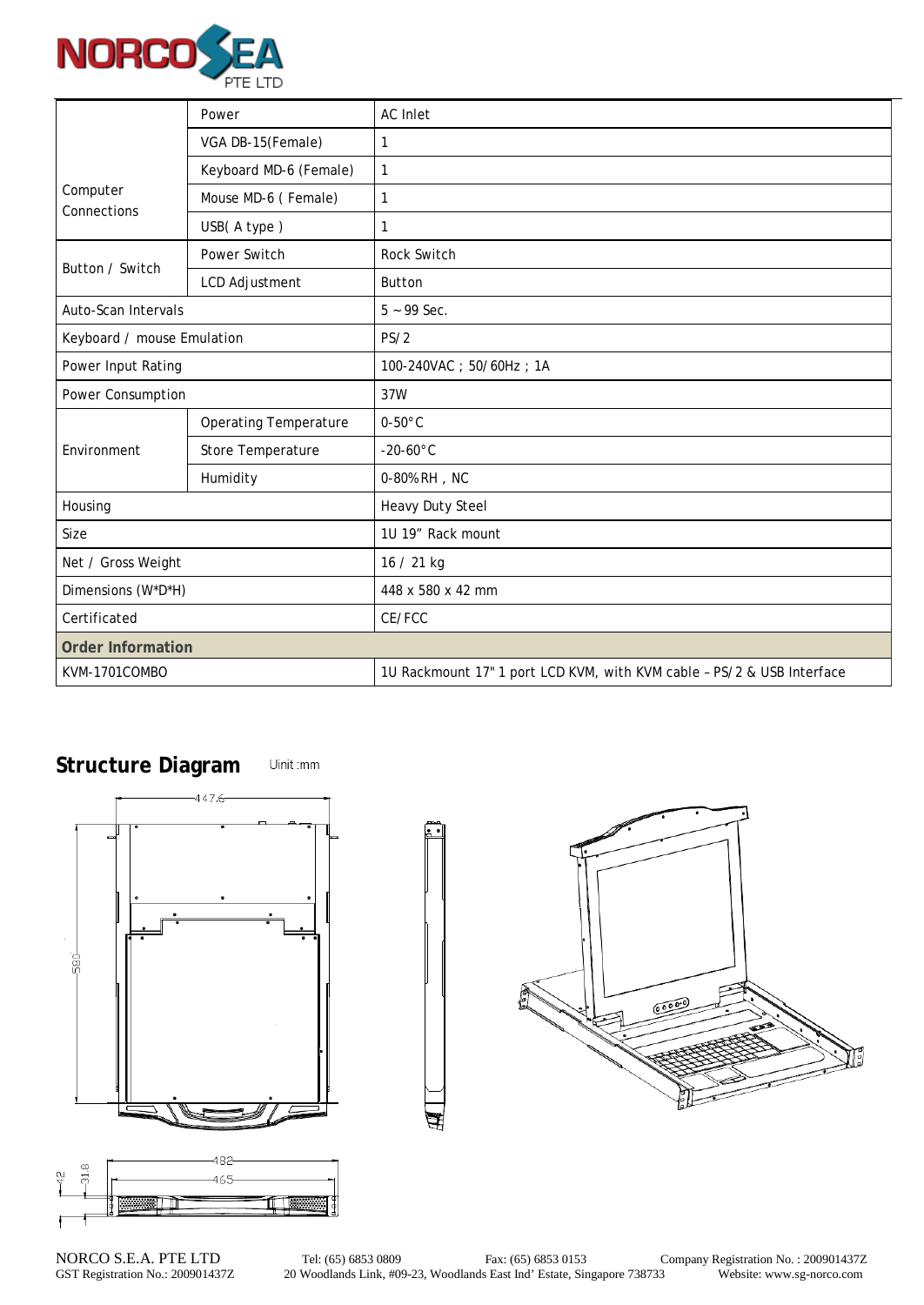| | | |
|---|---|---|
| Computer Connections | Power | AC Inlet |
| | VGA DB-15(Female) | 1 |
| | Keyboard MD-6 (Female) | 1 |
| | Mouse MD-6 ( Female) | 1 |
| | USB( A type ) | 1 |
| Button / Switch | Power Switch | Rock Switch |
| | LCD Adjustment | Button |
| Auto-Scan Intervals | | 5 ~ 99 Sec. |
| Keyboard / mouse Emulation | | PS/2 |
| Power Input Rating | | 100-240VAC ; 50/60Hz ; 1A |
| Power Consumption | | 37W |
| Environment | Operating Temperature | 0-50°C |
| | Store Temperature | -20-60°C |
| | Humidity | 0-80%RH , NC |
| Housing | | Heavy Duty Steel |
| Size | | 1U 19" Rack mount |
| Net / Gross Weight | | 16 / 21 kg |
| Dimensions (W*D*H) | | 448 x 580 x 42 mm |
| Certificated | | CE/FCC |
| **Order Information** | | |
| KVM-1701COMBO | | 1U Rackmount 17" 1 port LCD KVM, with KVM cable – PS/2 & USB Interface |

## Structure Diagram

Unit:mm

447.6

580

482

465

42

31.8

NORCO S.E.A. PTE LTD Tel: (65) 6853 0809 Fax: (65) 6853 0153 Company Registration No. : 200901437Z
GST Registration No.: 200901437Z 20 Woodlands Link, #09-23, Woodlands East Ind' Estate, Singapore 738733 Website: www.sg-norco.com